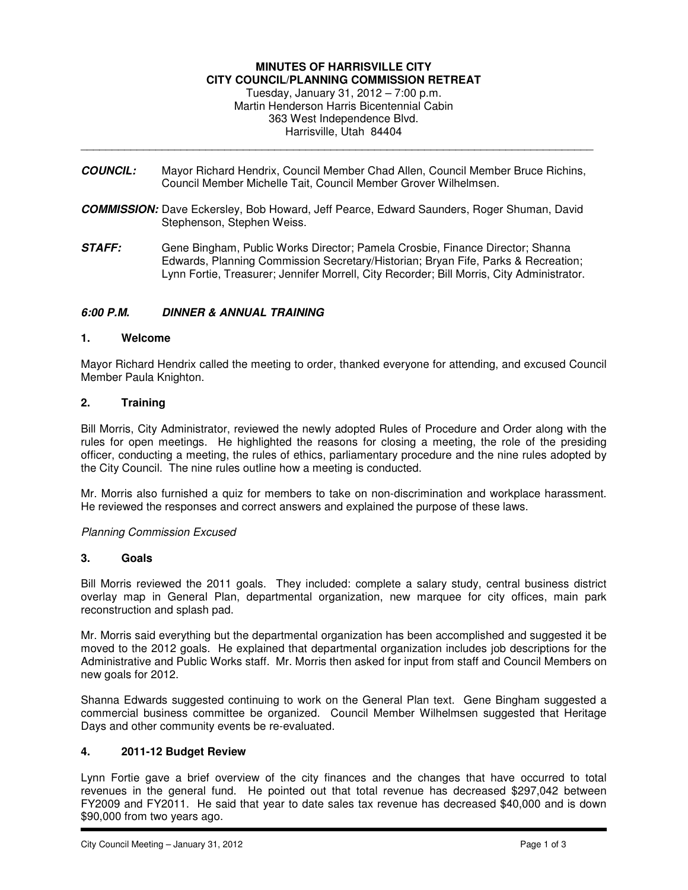# MINUTES OF HARRISVILLE CITY
# CITY COUNCIL/PLANNING COMMISSION RETREAT

Tuesday, January 31, 2012 – 7:00 p.m.
Martin Henderson Harris Bicentennial Cabin
363 West Independence Blvd.
Harrisville, Utah 84404

---

***COUNCIL:*** Mayor Richard Hendrix, Council Member Chad Allen, Council Member Bruce Richins, Council Member Michelle Tait, Council Member Grover Wilhelmsen.

***COMMISSION:*** Dave Eckersley, Bob Howard, Jeff Pearce, Edward Saunders, Roger Shuman, David Stephenson, Stephen Weiss.

***STAFF:*** Gene Bingham, Public Works Director; Pamela Crosbie, Finance Director; Shanna Edwards, Planning Commission Secretary/Historian; Bryan Fife, Parks & Recreation; Lynn Fortie, Treasurer; Jennifer Morrell, City Recorder; Bill Morris, City Administrator.

### *6:00 P.M. DINNER & ANNUAL TRAINING*

### 1. Welcome

Mayor Richard Hendrix called the meeting to order, thanked everyone for attending, and excused Council Member Paula Knighton.

### 2. Training

Bill Morris, City Administrator, reviewed the newly adopted Rules of Procedure and Order along with the rules for open meetings. He highlighted the reasons for closing a meeting, the role of the presiding officer, conducting a meeting, the rules of ethics, parliamentary procedure and the nine rules adopted by the City Council. The nine rules outline how a meeting is conducted.

Mr. Morris also furnished a quiz for members to take on non-discrimination and workplace harassment. He reviewed the responses and correct answers and explained the purpose of these laws.

*Planning Commission Excused*

### 3. Goals

Bill Morris reviewed the 2011 goals. They included: complete a salary study, central business district overlay map in General Plan, departmental organization, new marquee for city offices, main park reconstruction and splash pad.

Mr. Morris said everything but the departmental organization has been accomplished and suggested it be moved to the 2012 goals. He explained that departmental organization includes job descriptions for the Administrative and Public Works staff. Mr. Morris then asked for input from staff and Council Members on new goals for 2012.

Shanna Edwards suggested continuing to work on the General Plan text. Gene Bingham suggested a commercial business committee be organized. Council Member Wilhelmsen suggested that Heritage Days and other community events be re-evaluated.

### 4. 2011-12 Budget Review

Lynn Fortie gave a brief overview of the city finances and the changes that have occurred to total revenues in the general fund. He pointed out that total revenue has decreased $297,042 between FY2009 and FY2011. He said that year to date sales tax revenue has decreased $40,000 and is down $90,000 from two years ago.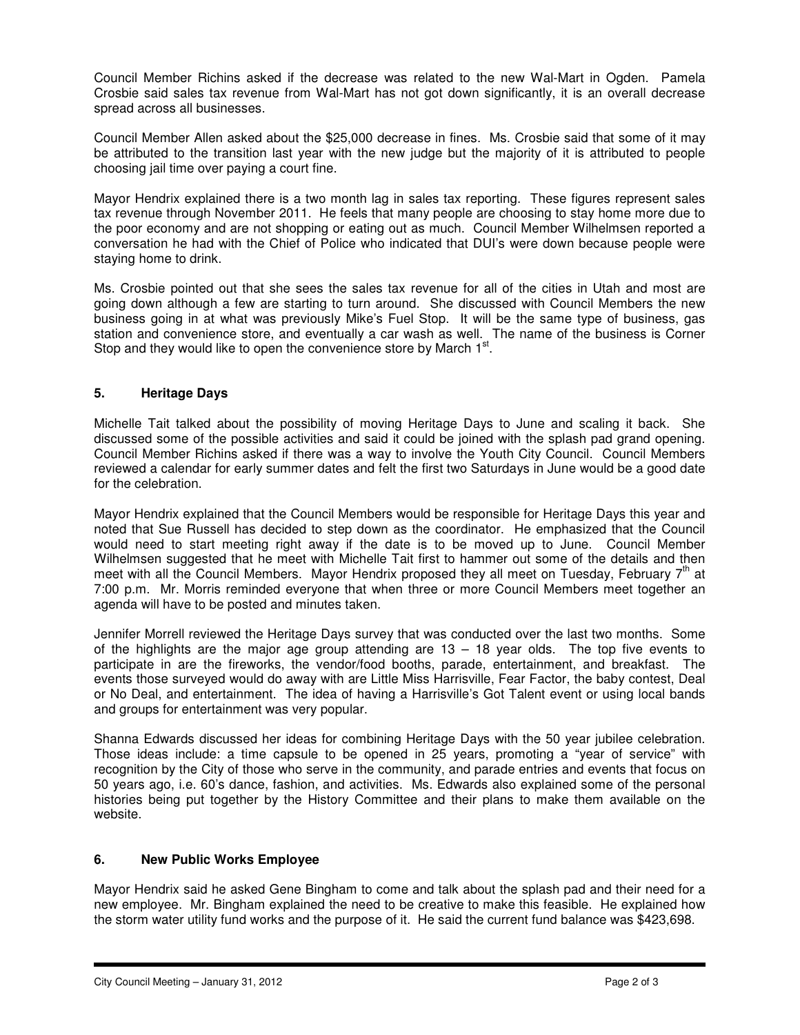Council Member Richins asked if the decrease was related to the new Wal-Mart in Ogden. Pamela Crosbie said sales tax revenue from Wal-Mart has not got down significantly, it is an overall decrease spread across all businesses.

Council Member Allen asked about the $25,000 decrease in fines. Ms. Crosbie said that some of it may be attributed to the transition last year with the new judge but the majority of it is attributed to people choosing jail time over paying a court fine.

Mayor Hendrix explained there is a two month lag in sales tax reporting. These figures represent sales tax revenue through November 2011. He feels that many people are choosing to stay home more due to the poor economy and are not shopping or eating out as much. Council Member Wilhelmsen reported a conversation he had with the Chief of Police who indicated that DUI's were down because people were staying home to drink.

Ms. Crosbie pointed out that she sees the sales tax revenue for all of the cities in Utah and most are going down although a few are starting to turn around. She discussed with Council Members the new business going in at what was previously Mike's Fuel Stop. It will be the same type of business, gas station and convenience store, and eventually a car wash as well. The name of the business is Corner Stop and they would like to open the convenience store by March 1st.

## 5. Heritage Days

Michelle Tait talked about the possibility of moving Heritage Days to June and scaling it back. She discussed some of the possible activities and said it could be joined with the splash pad grand opening. Council Member Richins asked if there was a way to involve the Youth City Council. Council Members reviewed a calendar for early summer dates and felt the first two Saturdays in June would be a good date for the celebration.

Mayor Hendrix explained that the Council Members would be responsible for Heritage Days this year and noted that Sue Russell has decided to step down as the coordinator. He emphasized that the Council would need to start meeting right away if the date is to be moved up to June. Council Member Wilhelmsen suggested that he meet with Michelle Tait first to hammer out some of the details and then meet with all the Council Members. Mayor Hendrix proposed they all meet on Tuesday, February 7th at 7:00 p.m. Mr. Morris reminded everyone that when three or more Council Members meet together an agenda will have to be posted and minutes taken.

Jennifer Morrell reviewed the Heritage Days survey that was conducted over the last two months. Some of the highlights are the major age group attending are 13 – 18 year olds. The top five events to participate in are the fireworks, the vendor/food booths, parade, entertainment, and breakfast. The events those surveyed would do away with are Little Miss Harrisville, Fear Factor, the baby contest, Deal or No Deal, and entertainment. The idea of having a Harrisville's Got Talent event or using local bands and groups for entertainment was very popular.

Shanna Edwards discussed her ideas for combining Heritage Days with the 50 year jubilee celebration. Those ideas include: a time capsule to be opened in 25 years, promoting a "year of service" with recognition by the City of those who serve in the community, and parade entries and events that focus on 50 years ago, i.e. 60's dance, fashion, and activities. Ms. Edwards also explained some of the personal histories being put together by the History Committee and their plans to make them available on the website.

## 6. New Public Works Employee

Mayor Hendrix said he asked Gene Bingham to come and talk about the splash pad and their need for a new employee. Mr. Bingham explained the need to be creative to make this feasible. He explained how the storm water utility fund works and the purpose of it. He said the current fund balance was $423,698.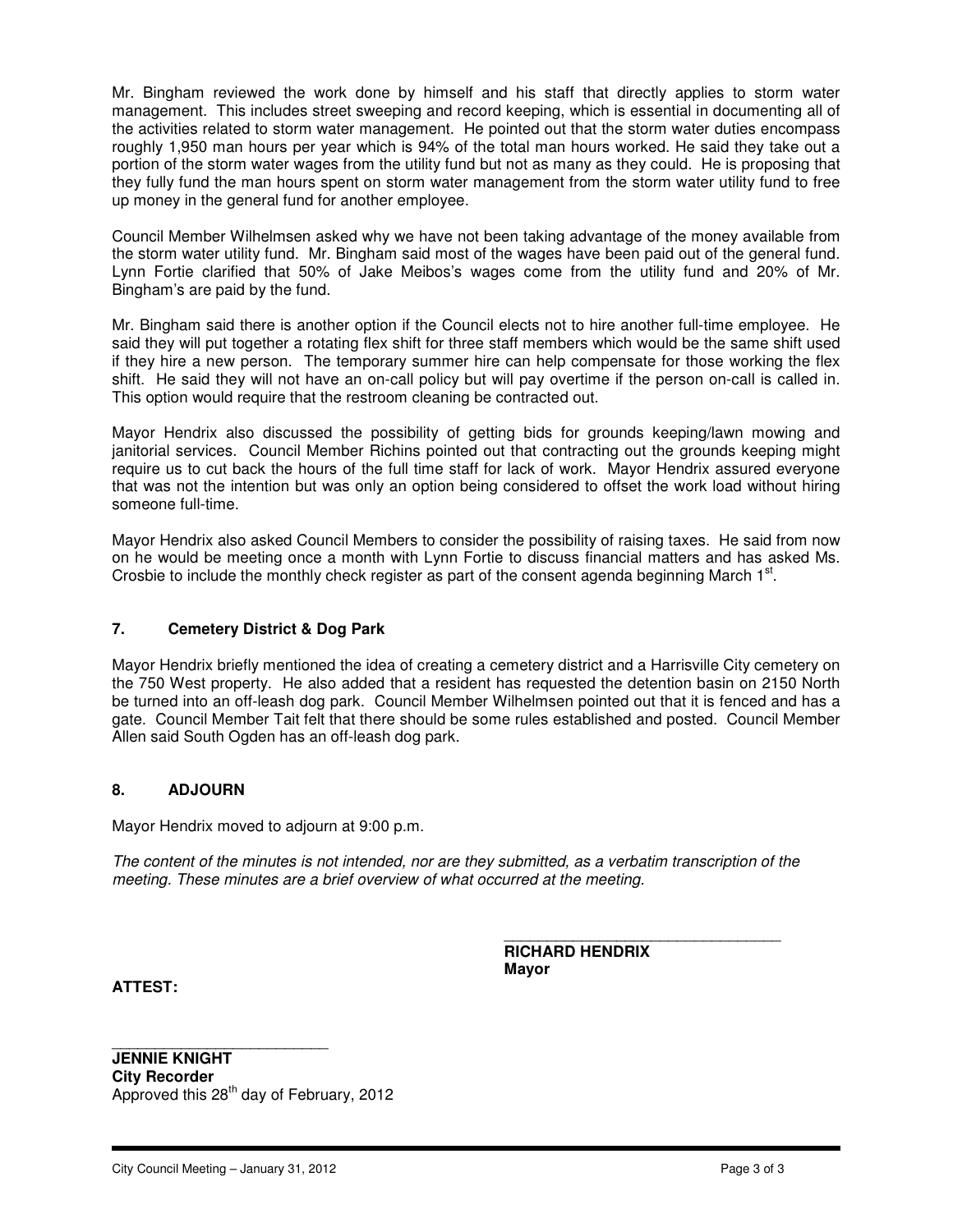Mr. Bingham reviewed the work done by himself and his staff that directly applies to storm water management. This includes street sweeping and record keeping, which is essential in documenting all of the activities related to storm water management. He pointed out that the storm water duties encompass roughly 1,950 man hours per year which is 94% of the total man hours worked. He said they take out a portion of the storm water wages from the utility fund but not as many as they could. He is proposing that they fully fund the man hours spent on storm water management from the storm water utility fund to free up money in the general fund for another employee.

Council Member Wilhelmsen asked why we have not been taking advantage of the money available from the storm water utility fund. Mr. Bingham said most of the wages have been paid out of the general fund. Lynn Fortie clarified that 50% of Jake Meibos's wages come from the utility fund and 20% of Mr. Bingham's are paid by the fund.

Mr. Bingham said there is another option if the Council elects not to hire another full-time employee. He said they will put together a rotating flex shift for three staff members which would be the same shift used if they hire a new person. The temporary summer hire can help compensate for those working the flex shift. He said they will not have an on-call policy but will pay overtime if the person on-call is called in. This option would require that the restroom cleaning be contracted out.

Mayor Hendrix also discussed the possibility of getting bids for grounds keeping/lawn mowing and janitorial services. Council Member Richins pointed out that contracting out the grounds keeping might require us to cut back the hours of the full time staff for lack of work. Mayor Hendrix assured everyone that was not the intention but was only an option being considered to offset the work load without hiring someone full-time.

Mayor Hendrix also asked Council Members to consider the possibility of raising taxes. He said from now on he would be meeting once a month with Lynn Fortie to discuss financial matters and has asked Ms. Crosbie to include the monthly check register as part of the consent agenda beginning March 1st.

### 7. Cemetery District & Dog Park

Mayor Hendrix briefly mentioned the idea of creating a cemetery district and a Harrisville City cemetery on the 750 West property. He also added that a resident has requested the detention basin on 2150 North be turned into an off-leash dog park. Council Member Wilhelmsen pointed out that it is fenced and has a gate. Council Member Tait felt that there should be some rules established and posted. Council Member Allen said South Ogden has an off-leash dog park.

### 8. ADJOURN

Mayor Hendrix moved to adjourn at 9:00 p.m.

*The content of the minutes is not intended, nor are they submitted, as a verbatim transcription of the meeting. These minutes are a brief overview of what occurred at the meeting.*

\_\_\_\_\_\_\_\_\_\_\_\_\_\_\_\_\_\_\_\_\_\_\_\_\_\_\_\_\_\_\_\_
**RICHARD HENDRIX**
**Mayor**

**ATTEST:**

\_\_\_\_\_\_\_\_\_\_\_\_\_\_\_\_\_\_\_\_\_\_\_\_\_\_\_\_
**JENNIE KNIGHT**
**City Recorder**
Approved this 28th day of February, 2012